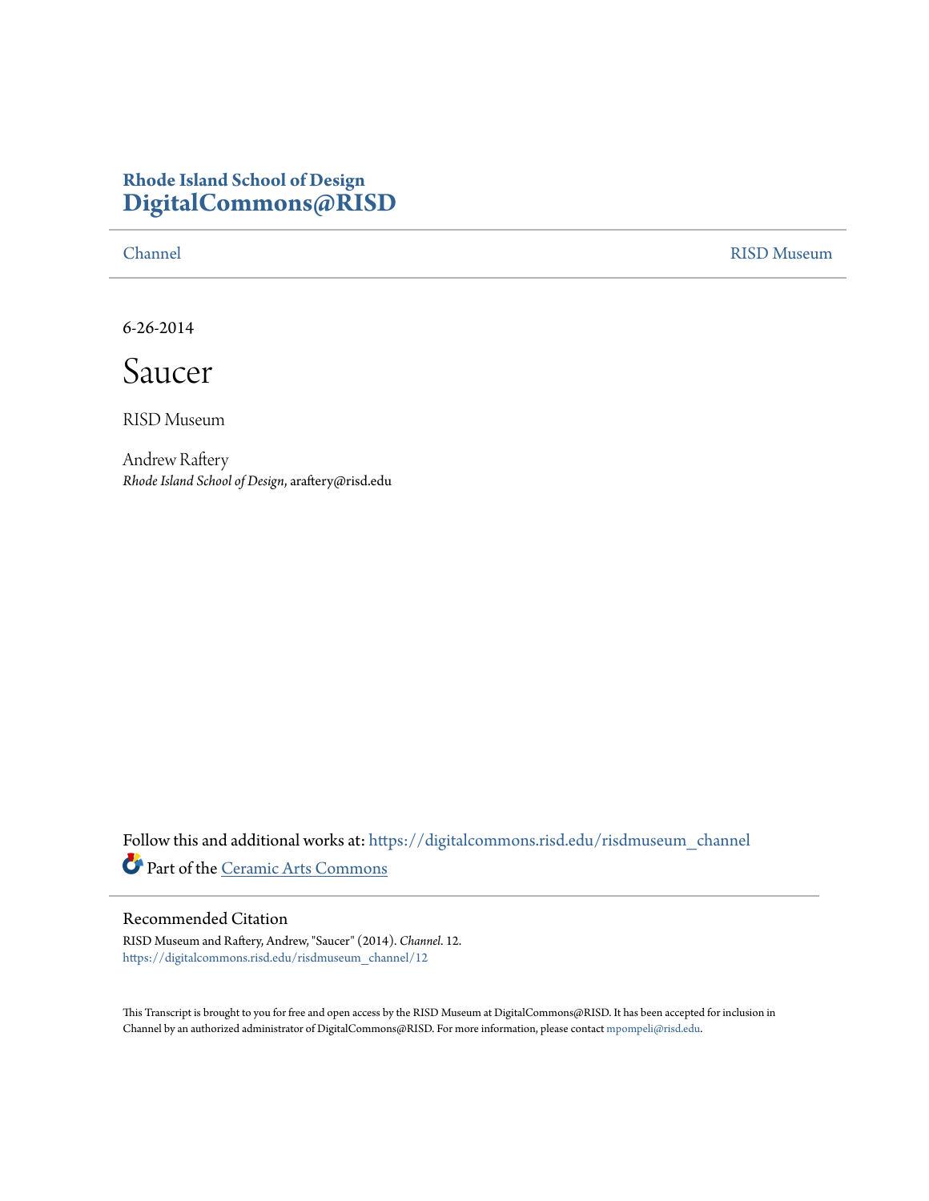**Rhode Island School of Design**
**DigitalCommons@RISD**

Channel RISD Museum

6-26-2014

# Saucer

RISD Museum

Andrew Raftery
*Rhode Island School of Design*, araftery@risd.edu

Follow this and additional works at: https://digitalcommons.risd.edu/risdmuseum_channel

Part of the Ceramic Arts Commons

## Recommended Citation

RISD Museum and Raftery, Andrew, "Saucer" (2014). *Channel*. 12.
https://digitalcommons.risd.edu/risdmuseum_channel/12

This Transcript is brought to you for free and open access by the RISD Museum at DigitalCommons@RISD. It has been accepted for inclusion in Channel by an authorized administrator of DigitalCommons@RISD. For more information, please contact mpompeli@risd.edu.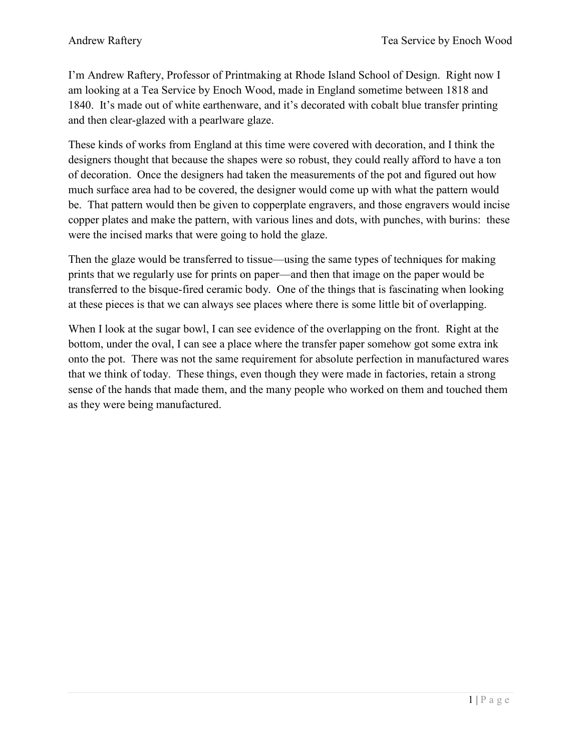I'm Andrew Raftery, Professor of Printmaking at Rhode Island School of Design. Right now I am looking at a Tea Service by Enoch Wood, made in England sometime between 1818 and 1840. It's made out of white earthenware, and it's decorated with cobalt blue transfer printing and then clear-glazed with a pearlware glaze.

These kinds of works from England at this time were covered with decoration, and I think the designers thought that because the shapes were so robust, they could really afford to have a ton of decoration. Once the designers had taken the measurements of the pot and figured out how much surface area had to be covered, the designer would come up with what the pattern would be. That pattern would then be given to copperplate engravers, and those engravers would incise copper plates and make the pattern, with various lines and dots, with punches, with burins: these were the incised marks that were going to hold the glaze.

Then the glaze would be transferred to tissue—using the same types of techniques for making prints that we regularly use for prints on paper—and then that image on the paper would be transferred to the bisque-fired ceramic body. One of the things that is fascinating when looking at these pieces is that we can always see places where there is some little bit of overlapping.

When I look at the sugar bowl, I can see evidence of the overlapping on the front. Right at the bottom, under the oval, I can see a place where the transfer paper somehow got some extra ink onto the pot. There was not the same requirement for absolute perfection in manufactured wares that we think of today. These things, even though they were made in factories, retain a strong sense of the hands that made them, and the many people who worked on them and touched them as they were being manufactured.